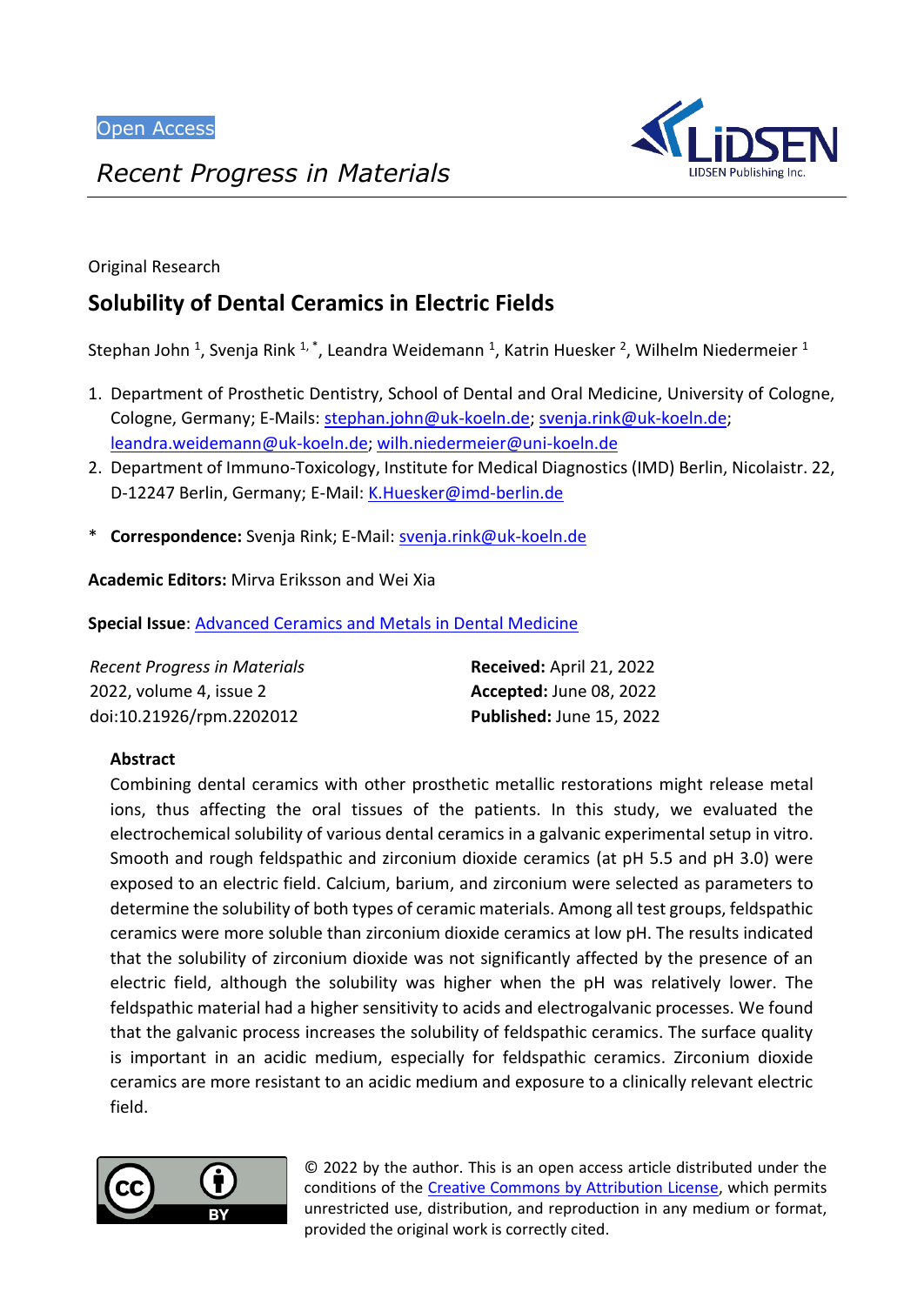Open Access

*Recent Progress in Materials*

Original Research

# Solubility of Dental Ceramics in Electric Fields

Stephan John [1], Svenja Rink [1,*], Leandra Weidemann [1], Katrin Huesker [2], Wilhelm Niedermeier [1]

1. Department of Prosthetic Dentistry, School of Dental and Oral Medicine, University of Cologne, Cologne, Germany; E-Mails: stephan.john@uk-koeln.de; svenja.rink@uk-koeln.de; leandra.weidemann@uk-koeln.de; wilh.niedermeier@uni-koeln.de
2. Department of Immuno-Toxicology, Institute for Medical Diagnostics (IMD) Berlin, Nicolaistr. 22, D-12247 Berlin, Germany; E-Mail: K.Huesker@imd-berlin.de

\* **Correspondence:** Svenja Rink; E-Mail: svenja.rink@uk-koeln.de

**Academic Editors:** Mirva Eriksson and Wei Xia

**Special Issue**: Advanced Ceramics and Metals in Dental Medicine

*Recent Progress in Materials*
2022, volume 4, issue 2
doi:10.21926/rpm.2202012

**Received:** April 21, 2022
**Accepted:** June 08, 2022
**Published:** June 15, 2022

## Abstract

Combining dental ceramics with other prosthetic metallic restorations might release metal ions, thus affecting the oral tissues of the patients. In this study, we evaluated the electrochemical solubility of various dental ceramics in a galvanic experimental setup in vitro. Smooth and rough feldspathic and zirconium dioxide ceramics (at pH 5.5 and pH 3.0) were exposed to an electric field. Calcium, barium, and zirconium were selected as parameters to determine the solubility of both types of ceramic materials. Among all test groups, feldspathic ceramics were more soluble than zirconium dioxide ceramics at low pH. The results indicated that the solubility of zirconium dioxide was not significantly affected by the presence of an electric field, although the solubility was higher when the pH was relatively lower. The feldspathic material had a higher sensitivity to acids and electrogalvanic processes. We found that the galvanic process increases the solubility of feldspathic ceramics. The surface quality is important in an acidic medium, especially for feldspathic ceramics. Zirconium dioxide ceramics are more resistant to an acidic medium and exposure to a clinically relevant electric field.

© 2022 by the author. This is an open access article distributed under the conditions of the Creative Commons by Attribution License, which permits unrestricted use, distribution, and reproduction in any medium or format, provided the original work is correctly cited.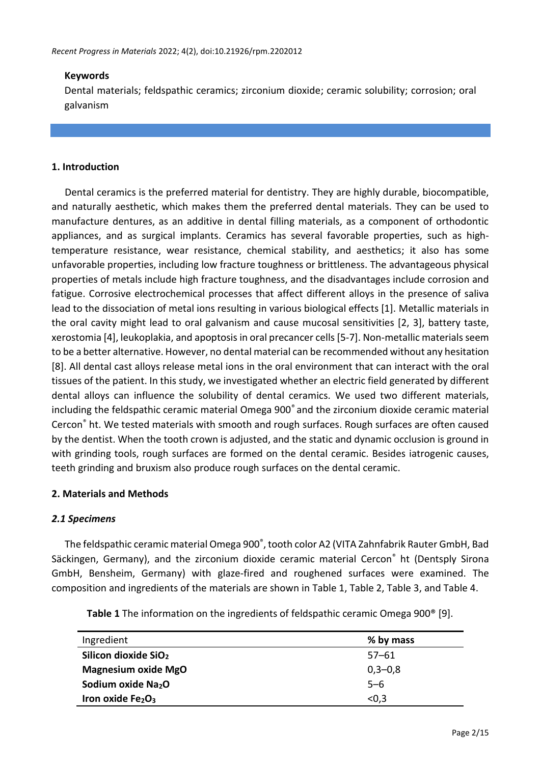### Keywords

Dental materials; feldspathic ceramics; zirconium dioxide; ceramic solubility; corrosion; oral galvanism

## 1. Introduction

Dental ceramics is the preferred material for dentistry. They are highly durable, biocompatible, and naturally aesthetic, which makes them the preferred dental materials. They can be used to manufacture dentures, as an additive in dental filling materials, as a component of orthodontic appliances, and as surgical implants. Ceramics has several favorable properties, such as high-temperature resistance, wear resistance, chemical stability, and aesthetics; it also has some unfavorable properties, including low fracture toughness or brittleness. The advantageous physical properties of metals include high fracture toughness, and the disadvantages include corrosion and fatigue. Corrosive electrochemical processes that affect different alloys in the presence of saliva lead to the dissociation of metal ions resulting in various biological effects [1]. Metallic materials in the oral cavity might lead to oral galvanism and cause mucosal sensitivities [2, 3], battery taste, xerostomia [4], leukoplakia, and apoptosis in oral precancer cells [5-7]. Non-metallic materials seem to be a better alternative. However, no dental material can be recommended without any hesitation [8]. All dental cast alloys release metal ions in the oral environment that can interact with the oral tissues of the patient. In this study, we investigated whether an electric field generated by different dental alloys can influence the solubility of dental ceramics. We used two different materials, including the feldspathic ceramic material Omega 900® and the zirconium dioxide ceramic material Cercon® ht. We tested materials with smooth and rough surfaces. Rough surfaces are often caused by the dentist. When the tooth crown is adjusted, and the static and dynamic occlusion is ground in with grinding tools, rough surfaces are formed on the dental ceramic. Besides iatrogenic causes, teeth grinding and bruxism also produce rough surfaces on the dental ceramic.

## 2. Materials and Methods

### *2.1 Specimens*

The feldspathic ceramic material Omega 900®, tooth color A2 (VITA Zahnfabrik Rauter GmbH, Bad Säckingen, Germany), and the zirconium dioxide ceramic material Cercon® ht (Dentsply Sirona GmbH, Bensheim, Germany) with glaze-fired and roughened surfaces were examined. The composition and ingredients of the materials are shown in Table 1, Table 2, Table 3, and Table 4.

**Table 1** The information on the ingredients of feldspathic ceramic Omega 900® [9].

| Ingredient | % by mass |
|---|---|
| **Silicon dioxide $SiO_2$** | 57–61 |
| **Magnesium oxide MgO** | 0,3–0,8 |
| **Sodium oxide $Na_2O$** | 5–6 |
| **Iron oxide $Fe_2O_3$** | <0,3 |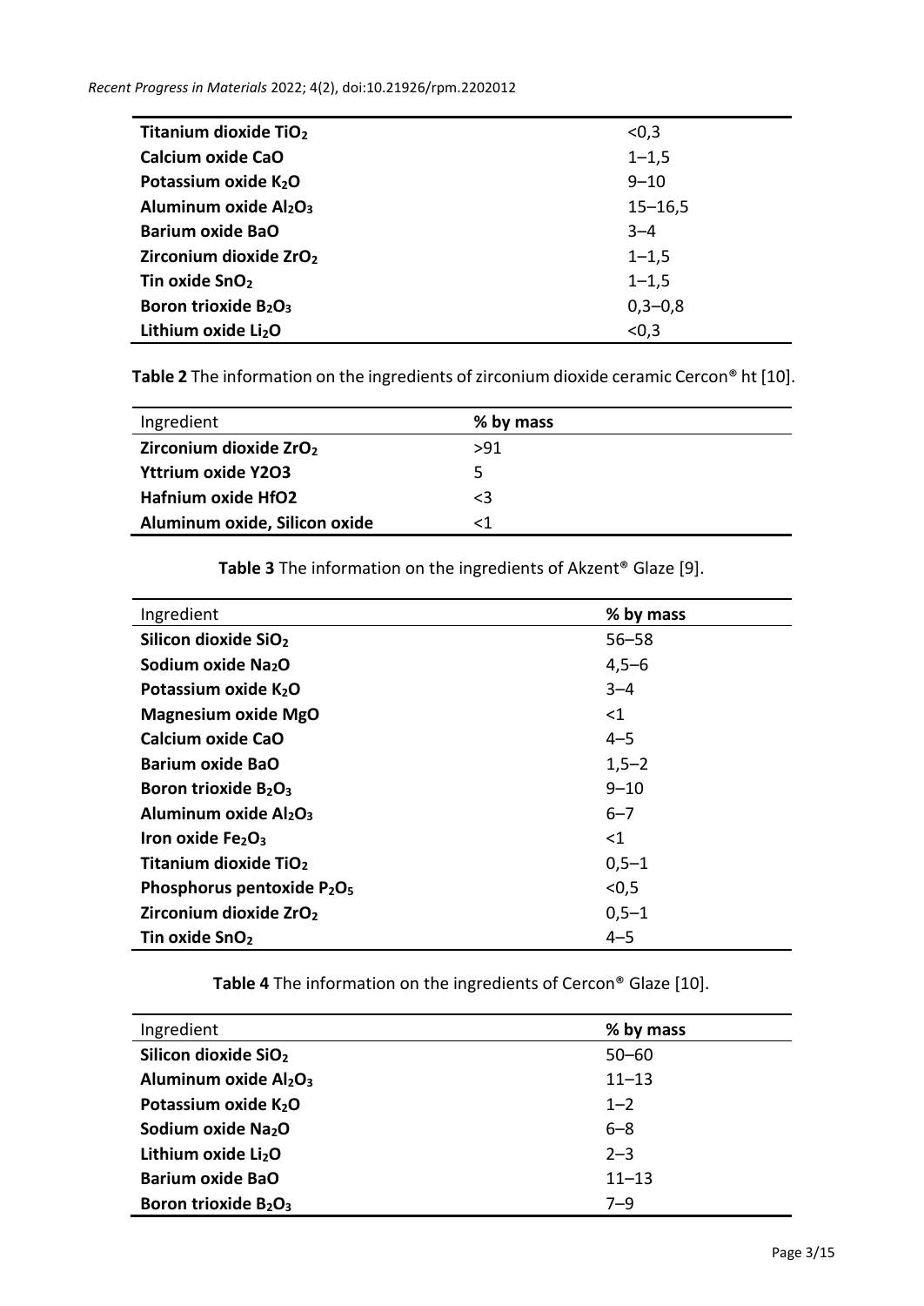| | |
|---|---|
| **Titanium dioxide $TiO_2$** | <0,3 |
| **Calcium oxide CaO** | 1–1,5 |
| **Potassium oxide $K_2O$** | 9–10 |
| **Aluminum oxide $Al_2O_3$** | 15–16,5 |
| **Barium oxide BaO** | 3–4 |
| **Zirconium dioxide $ZrO_2$** | 1–1,5 |
| **Tin oxide $SnO_2$** | 1–1,5 |
| **Boron trioxide $B_2O_3$** | 0,3–0,8 |
| **Lithium oxide $Li_2O$** | <0,3 |

**Table 2** The information on the ingredients of zirconium dioxide ceramic Cercon® ht [10].

| Ingredient | **% by mass** |
|---|---|
| **Zirconium dioxide $ZrO_2$** | >91 |
| **Yttrium oxide Y2O3** | 5 |
| **Hafnium oxide HfO2** | <3 |
| **Aluminum oxide, Silicon oxide** | <1 |

**Table 3** The information on the ingredients of Akzent® Glaze [9].

| Ingredient | **% by mass** |
|---|---|
| **Silicon dioxide $SiO_2$** | 56–58 |
| **Sodium oxide $Na_2O$** | 4,5–6 |
| **Potassium oxide $K_2O$** | 3–4 |
| **Magnesium oxide MgO** | <1 |
| **Calcium oxide CaO** | 4–5 |
| **Barium oxide BaO** | 1,5–2 |
| **Boron trioxide $B_2O_3$** | 9–10 |
| **Aluminum oxide $Al_2O_3$** | 6–7 |
| **Iron oxide $Fe_2O_3$** | <1 |
| **Titanium dioxide $TiO_2$** | 0,5–1 |
| **Phosphorus pentoxide $P_2O_5$** | <0,5 |
| **Zirconium dioxide $ZrO_2$** | 0,5–1 |
| **Tin oxide $SnO_2$** | 4–5 |

**Table 4** The information on the ingredients of Cercon® Glaze [10].

| Ingredient | **% by mass** |
|---|---|
| **Silicon dioxide $SiO_2$** | 50–60 |
| **Aluminum oxide $Al_2O_3$** | 11–13 |
| **Potassium oxide $K_2O$** | 1–2 |
| **Sodium oxide $Na_2O$** | 6–8 |
| **Lithium oxide $Li_2O$** | 2–3 |
| **Barium oxide BaO** | 11–13 |
| **Boron trioxide $B_2O_3$** | 7–9 |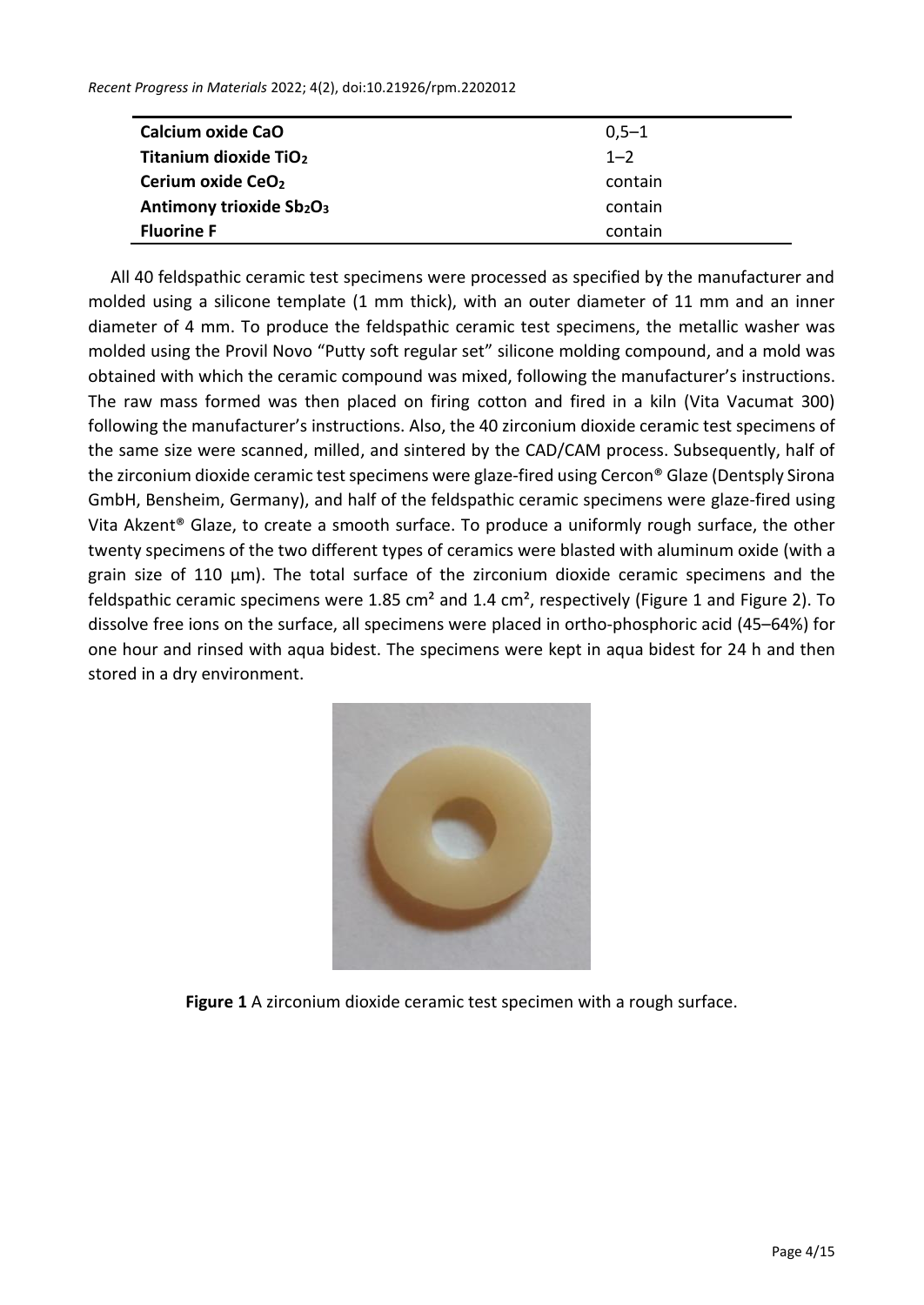| | |
|---|---|
| **Calcium oxide CaO** | 0,5–1 |
| **Titanium dioxide $TiO_2$** | 1–2 |
| **Cerium oxide $CeO_2$** | contain |
| **Antimony trioxide $Sb_2O_3$** | contain |
| **Fluorine F** | contain |

All 40 feldspathic ceramic test specimens were processed as specified by the manufacturer and molded using a silicone template (1 mm thick), with an outer diameter of 11 mm and an inner diameter of 4 mm. To produce the feldspathic ceramic test specimens, the metallic washer was molded using the Provil Novo "Putty soft regular set" silicone molding compound, and a mold was obtained with which the ceramic compound was mixed, following the manufacturer's instructions. The raw mass formed was then placed on firing cotton and fired in a kiln (Vita Vacumat 300) following the manufacturer's instructions. Also, the 40 zirconium dioxide ceramic test specimens of the same size were scanned, milled, and sintered by the CAD/CAM process. Subsequently, half of the zirconium dioxide ceramic test specimens were glaze-fired using Cercon® Glaze (Dentsply Sirona GmbH, Bensheim, Germany), and half of the feldspathic ceramic specimens were glaze-fired using Vita Akzent® Glaze, to create a smooth surface. To produce a uniformly rough surface, the other twenty specimens of the two different types of ceramics were blasted with aluminum oxide (with a grain size of 110 µm). The total surface of the zirconium dioxide ceramic specimens and the feldspathic ceramic specimens were 1.85 cm² and 1.4 cm², respectively (Figure 1 and Figure 2). To dissolve free ions on the surface, all specimens were placed in ortho-phosphoric acid (45–64%) for one hour and rinsed with aqua bidest. The specimens were kept in aqua bidest for 24 h and then stored in a dry environment.

**Figure 1** A zirconium dioxide ceramic test specimen with a rough surface.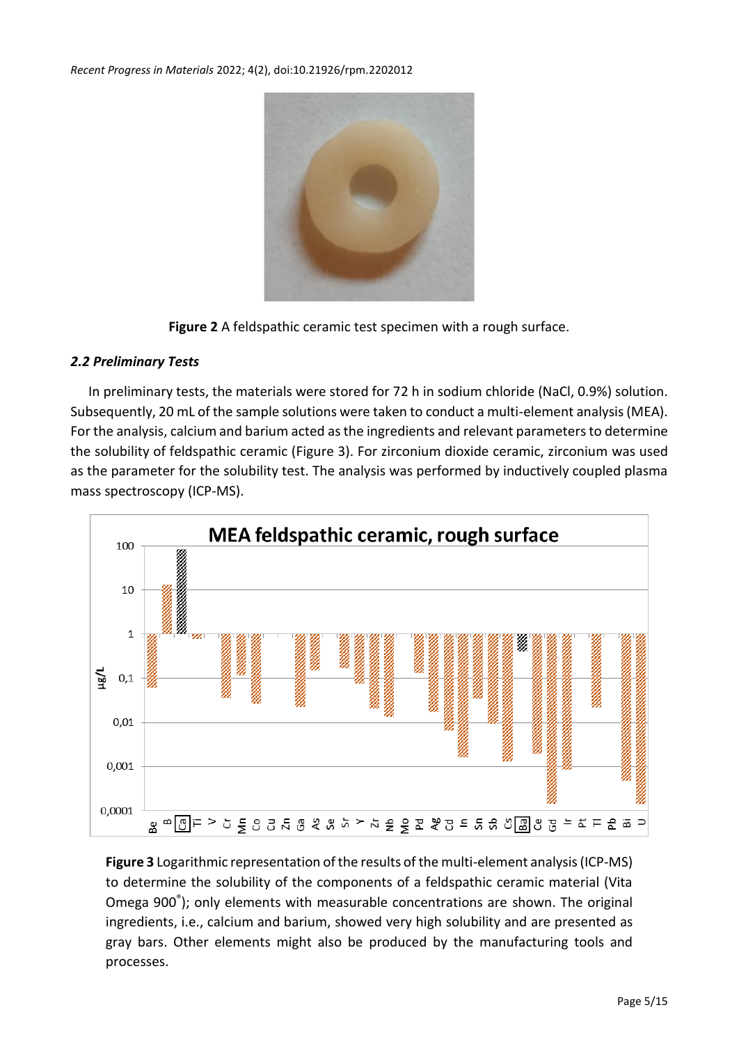**Figure 2** A feldspathic ceramic test specimen with a rough surface.

### *2.2 Preliminary Tests*

In preliminary tests, the materials were stored for 72 h in sodium chloride (NaCl, 0.9%) solution. Subsequently, 20 mL of the sample solutions were taken to conduct a multi-element analysis (MEA). For the analysis, calcium and barium acted as the ingredients and relevant parameters to determine the solubility of feldspathic ceramic (Figure 3). For zirconium dioxide ceramic, zirconium was used as the parameter for the solubility test. The analysis was performed by inductively coupled plasma mass spectroscopy (ICP-MS).

**Figure 3** Logarithmic representation of the results of the multi-element analysis (ICP-MS) to determine the solubility of the components of a feldspathic ceramic material (Vita Omega 900®); only elements with measurable concentrations are shown. The original ingredients, i.e., calcium and barium, showed very high solubility and are presented as gray bars. Other elements might also be produced by the manufacturing tools and processes.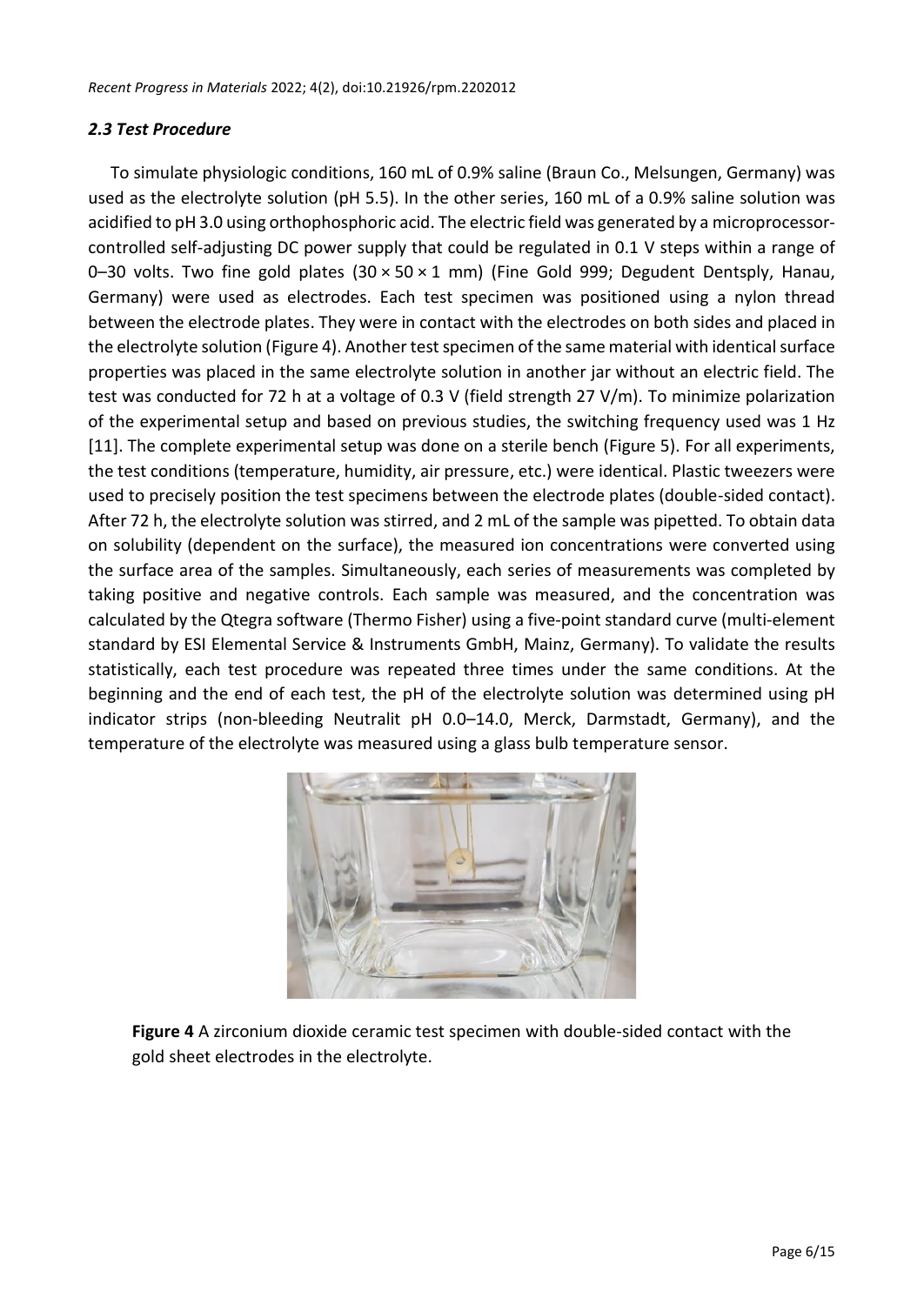### *2.3 Test Procedure*

To simulate physiologic conditions, 160 mL of 0.9% saline (Braun Co., Melsungen, Germany) was used as the electrolyte solution (pH 5.5). In the other series, 160 mL of a 0.9% saline solution was acidified to pH 3.0 using orthophosphoric acid. The electric field was generated by a microprocessor-controlled self-adjusting DC power supply that could be regulated in 0.1 V steps within a range of 0–30 volts. Two fine gold plates (30 × 50 × 1 mm) (Fine Gold 999; Degudent Dentsply, Hanau, Germany) were used as electrodes. Each test specimen was positioned using a nylon thread between the electrode plates. They were in contact with the electrodes on both sides and placed in the electrolyte solution (Figure 4). Another test specimen of the same material with identical surface properties was placed in the same electrolyte solution in another jar without an electric field. The test was conducted for 72 h at a voltage of 0.3 V (field strength 27 V/m). To minimize polarization of the experimental setup and based on previous studies, the switching frequency used was 1 Hz [11]. The complete experimental setup was done on a sterile bench (Figure 5). For all experiments, the test conditions (temperature, humidity, air pressure, etc.) were identical. Plastic tweezers were used to precisely position the test specimens between the electrode plates (double-sided contact). After 72 h, the electrolyte solution was stirred, and 2 mL of the sample was pipetted. To obtain data on solubility (dependent on the surface), the measured ion concentrations were converted using the surface area of the samples. Simultaneously, each series of measurements was completed by taking positive and negative controls. Each sample was measured, and the concentration was calculated by the Qtegra software (Thermo Fisher) using a five-point standard curve (multi-element standard by ESI Elemental Service & Instruments GmbH, Mainz, Germany). To validate the results statistically, each test procedure was repeated three times under the same conditions. At the beginning and the end of each test, the pH of the electrolyte solution was determined using pH indicator strips (non-bleeding Neutralit pH 0.0–14.0, Merck, Darmstadt, Germany), and the temperature of the electrolyte was measured using a glass bulb temperature sensor.

**Figure 4** A zirconium dioxide ceramic test specimen with double-sided contact with the gold sheet electrodes in the electrolyte.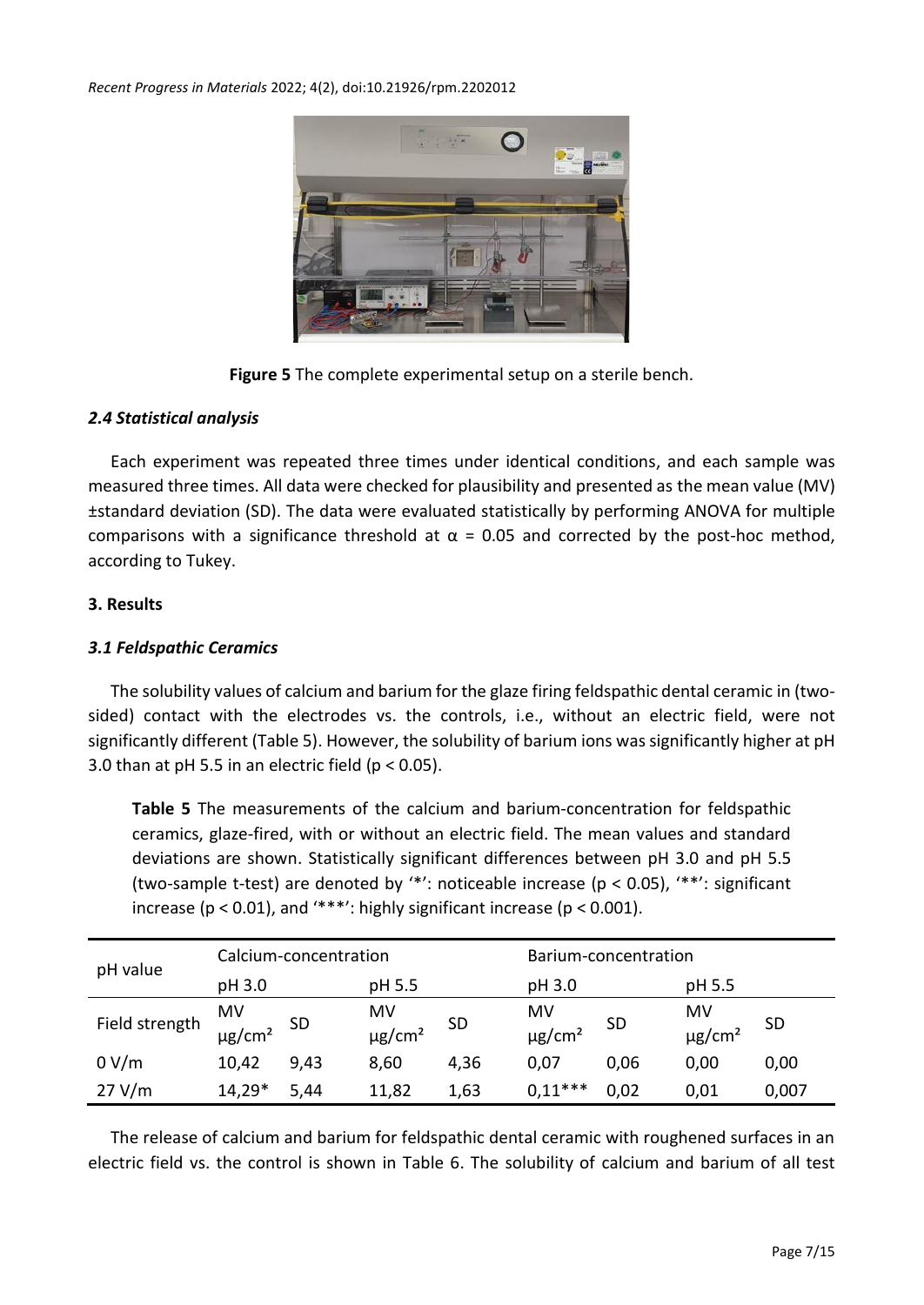Figure 5 The complete experimental setup on a sterile bench.

### *2.4 Statistical analysis*

Each experiment was repeated three times under identical conditions, and each sample was measured three times. All data were checked for plausibility and presented as the mean value (MV) ±standard deviation (SD). The data were evaluated statistically by performing ANOVA for multiple comparisons with a significance threshold at $\alpha$ = 0.05 and corrected by the post-hoc method, according to Tukey.

## 3. Results

### *3.1 Feldspathic Ceramics*

The solubility values of calcium and barium for the glaze firing feldspathic dental ceramic in (two-sided) contact with the electrodes vs. the controls, i.e., without an electric field, were not significantly different (Table 5). However, the solubility of barium ions was significantly higher at pH 3.0 than at pH 5.5 in an electric field ($p < 0.05$).

**Table 5** The measurements of the calcium and barium-concentration for feldspathic ceramics, glaze-fired, with or without an electric field. The mean values and standard deviations are shown. Statistically significant differences between pH 3.0 and pH 5.5 (two-sample t-test) are denoted by '*': noticeable increase ($p < 0.05$), '**': significant increase ($p < 0.01$), and '***': highly significant increase ($p < 0.001$).

| pH value | Calcium-concentration | | | | Barium-concentration | | | |
|---|---|---|---|---|---|---|---|---|
| | pH 3.0 | | pH 5.5 | | pH 3.0 | | pH 5.5 | |
| Field strength | MV µg/cm² | SD | MV µg/cm² | SD | MV µg/cm² | SD | MV µg/cm² | SD |
| 0 V/m | 10,42 | 9,43 | 8,60 | 4,36 | 0,07 | 0,06 | 0,00 | 0,00 |
| 27 V/m | 14,29* | 5,44 | 11,82 | 1,63 | 0,11*** | 0,02 | 0,01 | 0,007 |

The release of calcium and barium for feldspathic dental ceramic with roughened surfaces in an electric field vs. the control is shown in Table 6. The solubility of calcium and barium of all test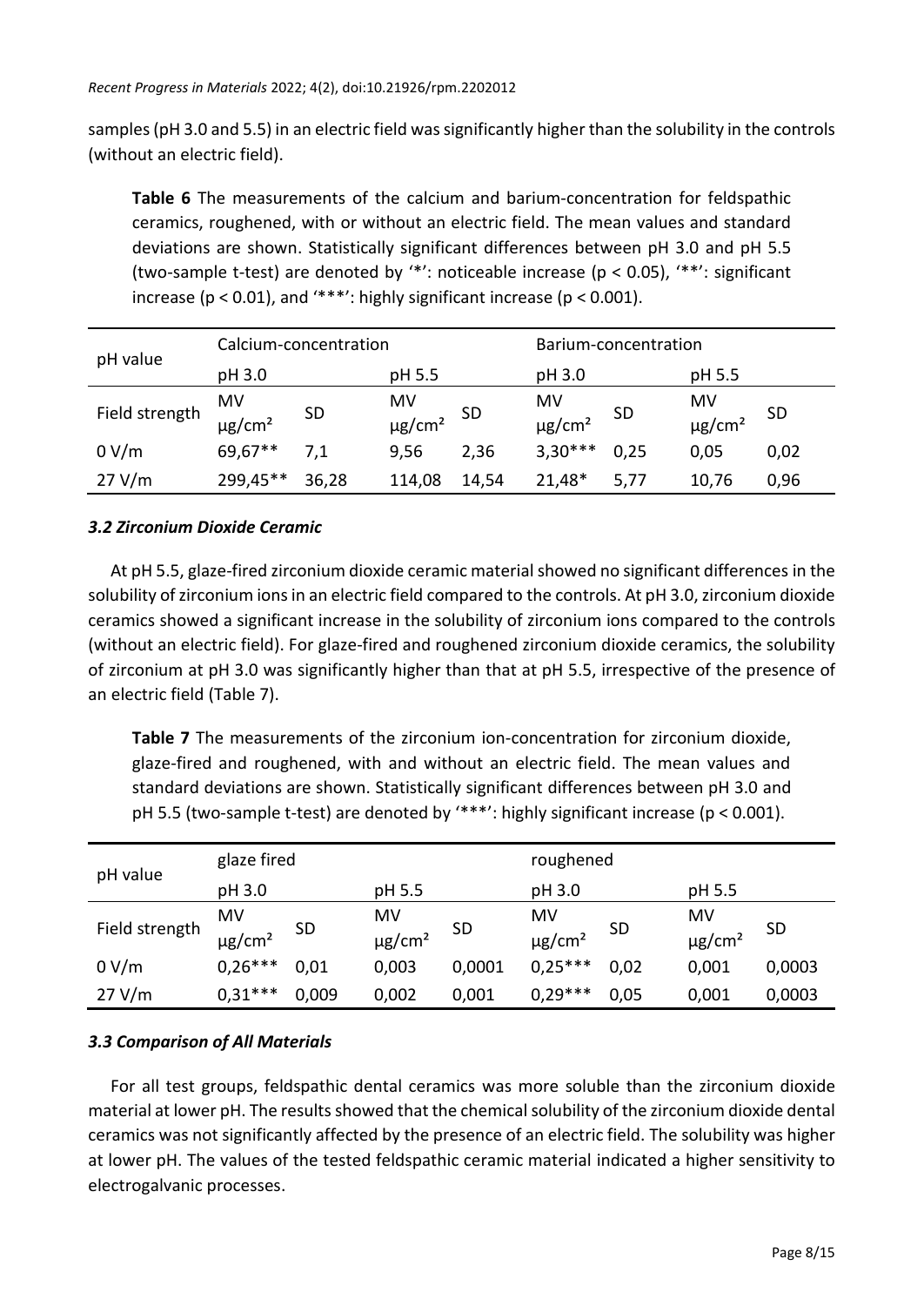samples (pH 3.0 and 5.5) in an electric field was significantly higher than the solubility in the controls (without an electric field).

**Table 6** The measurements of the calcium and barium-concentration for feldspathic ceramics, roughened, with or without an electric field. The mean values and standard deviations are shown. Statistically significant differences between pH 3.0 and pH 5.5 (two-sample t-test) are denoted by '*': noticeable increase ($p < 0.05$), '**': significant increase ($p < 0.01$), and '***': highly significant increase ($p < 0.001$).

| pH value | Calcium-concentration | | | | Barium-concentration | | | |
|---|---|---|---|---|---|---|---|---|
| | pH 3.0 | | pH 5.5 | | pH 3.0 | | pH 5.5 | |
| Field strength | MV μg/cm² | SD | MV μg/cm² | SD | MV μg/cm² | SD | MV μg/cm² | SD |
| 0 V/m | 69,67** | 7,1 | 9,56 | 2,36 | 3,30*** | 0,25 | 0,05 | 0,02 |
| 27 V/m | 299,45** | 36,28 | 114,08 | 14,54 | 21,48* | 5,77 | 10,76 | 0,96 |

### *3.2 Zirconium Dioxide Ceramic*

At pH 5.5, glaze-fired zirconium dioxide ceramic material showed no significant differences in the solubility of zirconium ions in an electric field compared to the controls. At pH 3.0, zirconium dioxide ceramics showed a significant increase in the solubility of zirconium ions compared to the controls (without an electric field). For glaze-fired and roughened zirconium dioxide ceramics, the solubility of zirconium at pH 3.0 was significantly higher than that at pH 5.5, irrespective of the presence of an electric field (Table 7).

**Table 7** The measurements of the zirconium ion-concentration for zirconium dioxide, glaze-fired and roughened, with and without an electric field. The mean values and standard deviations are shown. Statistically significant differences between pH 3.0 and pH 5.5 (two-sample t-test) are denoted by '***': highly significant increase ($p < 0.001$).

| pH value | glaze fired | | | | roughened | | | |
|---|---|---|---|---|---|---|---|---|
| | pH 3.0 | | pH 5.5 | | pH 3.0 | | pH 5.5 | |
| Field strength | MV μg/cm² | SD | MV μg/cm² | SD | MV μg/cm² | SD | MV μg/cm² | SD |
| 0 V/m | 0,26*** | 0,01 | 0,003 | 0,0001 | 0,25*** | 0,02 | 0,001 | 0,0003 |
| 27 V/m | 0,31*** | 0,009 | 0,002 | 0,001 | 0,29*** | 0,05 | 0,001 | 0,0003 |

### *3.3 Comparison of All Materials*

For all test groups, feldspathic dental ceramics was more soluble than the zirconium dioxide material at lower pH. The results showed that the chemical solubility of the zirconium dioxide dental ceramics was not significantly affected by the presence of an electric field. The solubility was higher at lower pH. The values of the tested feldspathic ceramic material indicated a higher sensitivity to electrogalvanic processes.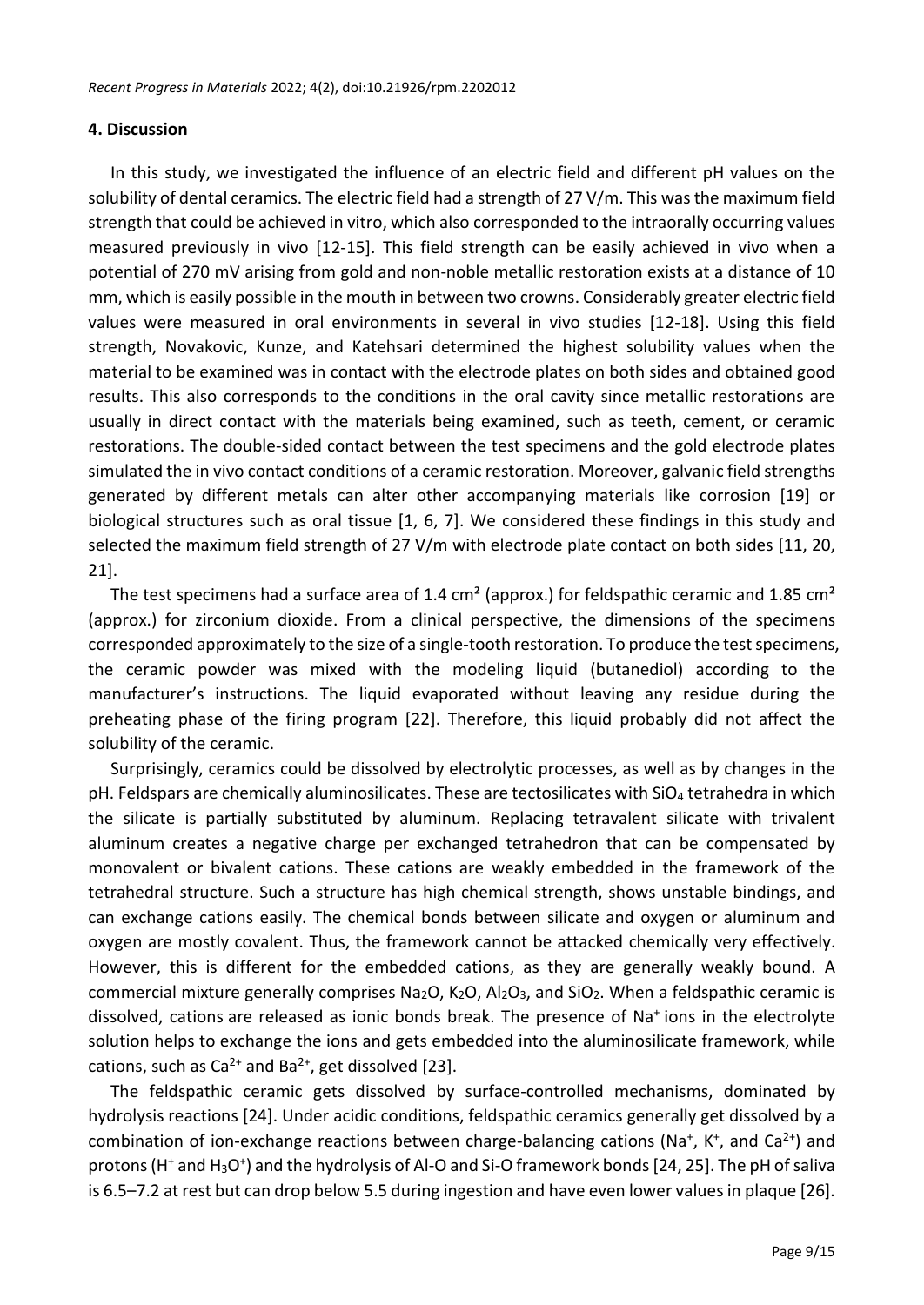## 4. Discussion

In this study, we investigated the influence of an electric field and different pH values on the solubility of dental ceramics. The electric field had a strength of 27 V/m. This was the maximum field strength that could be achieved in vitro, which also corresponded to the intraorally occurring values measured previously in vivo [12-15]. This field strength can be easily achieved in vivo when a potential of 270 mV arising from gold and non-noble metallic restoration exists at a distance of 10 mm, which is easily possible in the mouth in between two crowns. Considerably greater electric field values were measured in oral environments in several in vivo studies [12-18]. Using this field strength, Novakovic, Kunze, and Katehsari determined the highest solubility values when the material to be examined was in contact with the electrode plates on both sides and obtained good results. This also corresponds to the conditions in the oral cavity since metallic restorations are usually in direct contact with the materials being examined, such as teeth, cement, or ceramic restorations. The double-sided contact between the test specimens and the gold electrode plates simulated the in vivo contact conditions of a ceramic restoration. Moreover, galvanic field strengths generated by different metals can alter other accompanying materials like corrosion [19] or biological structures such as oral tissue [1, 6, 7]. We considered these findings in this study and selected the maximum field strength of 27 V/m with electrode plate contact on both sides [11, 20, 21].

The test specimens had a surface area of 1.4 cm² (approx.) for feldspathic ceramic and 1.85 cm² (approx.) for zirconium dioxide. From a clinical perspective, the dimensions of the specimens corresponded approximately to the size of a single-tooth restoration. To produce the test specimens, the ceramic powder was mixed with the modeling liquid (butanediol) according to the manufacturer's instructions. The liquid evaporated without leaving any residue during the preheating phase of the firing program [22]. Therefore, this liquid probably did not affect the solubility of the ceramic.

Surprisingly, ceramics could be dissolved by electrolytic processes, as well as by changes in the pH. Feldspars are chemically aluminosilicates. These are tectosilicates with $SiO_4$ tetrahedra in which the silicate is partially substituted by aluminum. Replacing tetravalent silicate with trivalent aluminum creates a negative charge per exchanged tetrahedron that can be compensated by monovalent or bivalent cations. These cations are weakly embedded in the framework of the tetrahedral structure. Such a structure has high chemical strength, shows unstable bindings, and can exchange cations easily. The chemical bonds between silicate and oxygen or aluminum and oxygen are mostly covalent. Thus, the framework cannot be attacked chemically very effectively. However, this is different for the embedded cations, as they are generally weakly bound. A commercial mixture generally comprises $Na_2O$, $K_2O$, $Al_2O_3$, and $SiO_2$. When a feldspathic ceramic is dissolved, cations are released as ionic bonds break. The presence of $Na^+$ ions in the electrolyte solution helps to exchange the ions and gets embedded into the aluminosilicate framework, while cations, such as $Ca^{2+}$ and $Ba^{2+}$, get dissolved [23].

The feldspathic ceramic gets dissolved by surface-controlled mechanisms, dominated by hydrolysis reactions [24]. Under acidic conditions, feldspathic ceramics generally get dissolved by a combination of ion-exchange reactions between charge-balancing cations ($Na^+$, $K^+$, and $Ca^{2+}$) and protons ($H^+$ and $H_3O^+$) and the hydrolysis of Al-O and Si-O framework bonds [24, 25]. The pH of saliva is 6.5–7.2 at rest but can drop below 5.5 during ingestion and have even lower values in plaque [26].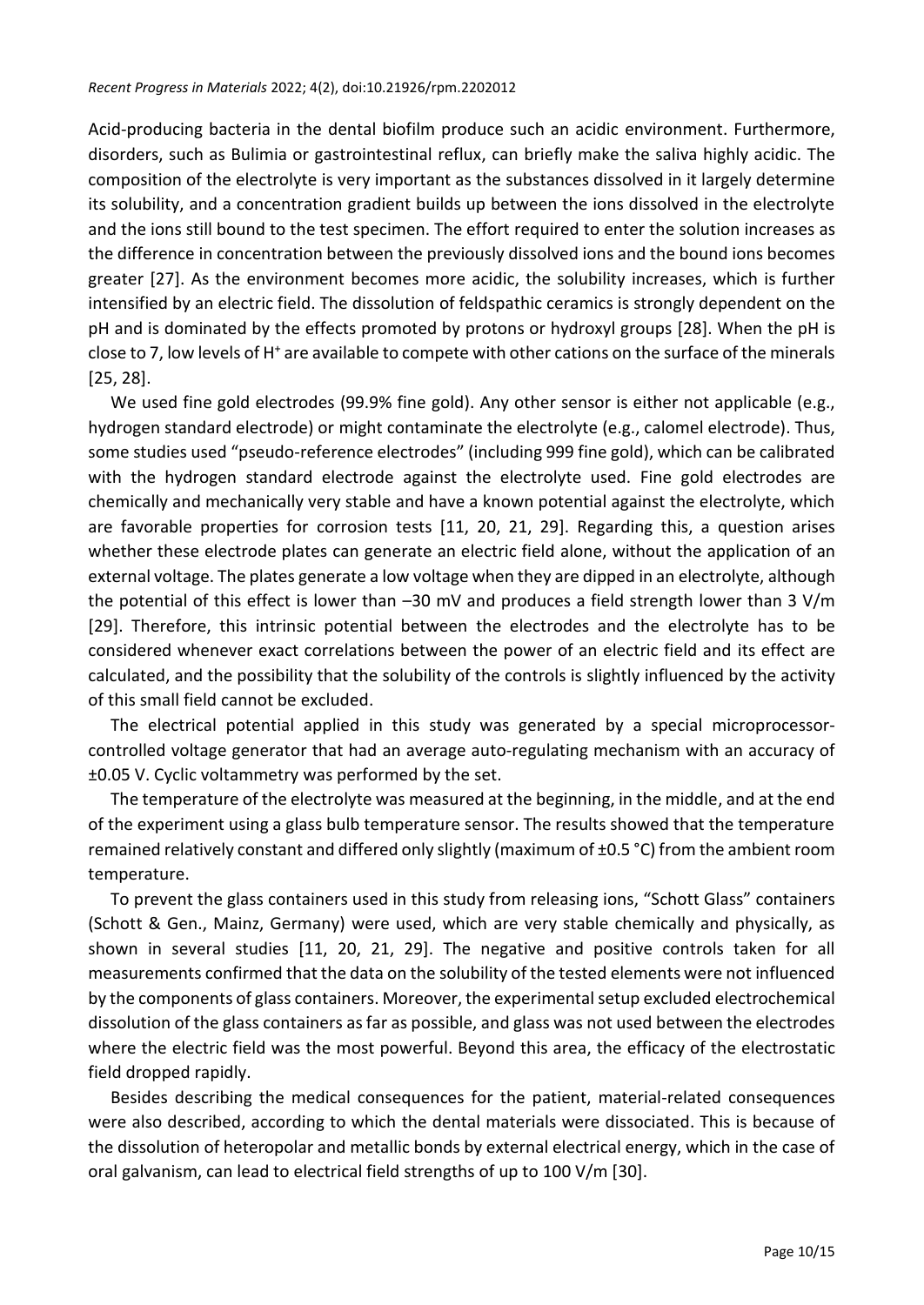Acid-producing bacteria in the dental biofilm produce such an acidic environment. Furthermore, disorders, such as Bulimia or gastrointestinal reflux, can briefly make the saliva highly acidic. The composition of the electrolyte is very important as the substances dissolved in it largely determine its solubility, and a concentration gradient builds up between the ions dissolved in the electrolyte and the ions still bound to the test specimen. The effort required to enter the solution increases as the difference in concentration between the previously dissolved ions and the bound ions becomes greater [27]. As the environment becomes more acidic, the solubility increases, which is further intensified by an electric field. The dissolution of feldspathic ceramics is strongly dependent on the pH and is dominated by the effects promoted by protons or hydroxyl groups [28]. When the pH is close to 7, low levels of $H^+$ are available to compete with other cations on the surface of the minerals [25, 28].

We used fine gold electrodes (99.9% fine gold). Any other sensor is either not applicable (e.g., hydrogen standard electrode) or might contaminate the electrolyte (e.g., calomel electrode). Thus, some studies used "pseudo-reference electrodes" (including 999 fine gold), which can be calibrated with the hydrogen standard electrode against the electrolyte used. Fine gold electrodes are chemically and mechanically very stable and have a known potential against the electrolyte, which are favorable properties for corrosion tests [11, 20, 21, 29]. Regarding this, a question arises whether these electrode plates can generate an electric field alone, without the application of an external voltage. The plates generate a low voltage when they are dipped in an electrolyte, although the potential of this effect is lower than –30 mV and produces a field strength lower than 3 V/m [29]. Therefore, this intrinsic potential between the electrodes and the electrolyte has to be considered whenever exact correlations between the power of an electric field and its effect are calculated, and the possibility that the solubility of the controls is slightly influenced by the activity of this small field cannot be excluded.

The electrical potential applied in this study was generated by a special microprocessor-controlled voltage generator that had an average auto-regulating mechanism with an accuracy of ±0.05 V. Cyclic voltammetry was performed by the set.

The temperature of the electrolyte was measured at the beginning, in the middle, and at the end of the experiment using a glass bulb temperature sensor. The results showed that the temperature remained relatively constant and differed only slightly (maximum of ±0.5 °C) from the ambient room temperature.

To prevent the glass containers used in this study from releasing ions, "Schott Glass" containers (Schott & Gen., Mainz, Germany) were used, which are very stable chemically and physically, as shown in several studies [11, 20, 21, 29]. The negative and positive controls taken for all measurements confirmed that the data on the solubility of the tested elements were not influenced by the components of glass containers. Moreover, the experimental setup excluded electrochemical dissolution of the glass containers as far as possible, and glass was not used between the electrodes where the electric field was the most powerful. Beyond this area, the efficacy of the electrostatic field dropped rapidly.

Besides describing the medical consequences for the patient, material-related consequences were also described, according to which the dental materials were dissociated. This is because of the dissolution of heteropolar and metallic bonds by external electrical energy, which in the case of oral galvanism, can lead to electrical field strengths of up to 100 V/m [30].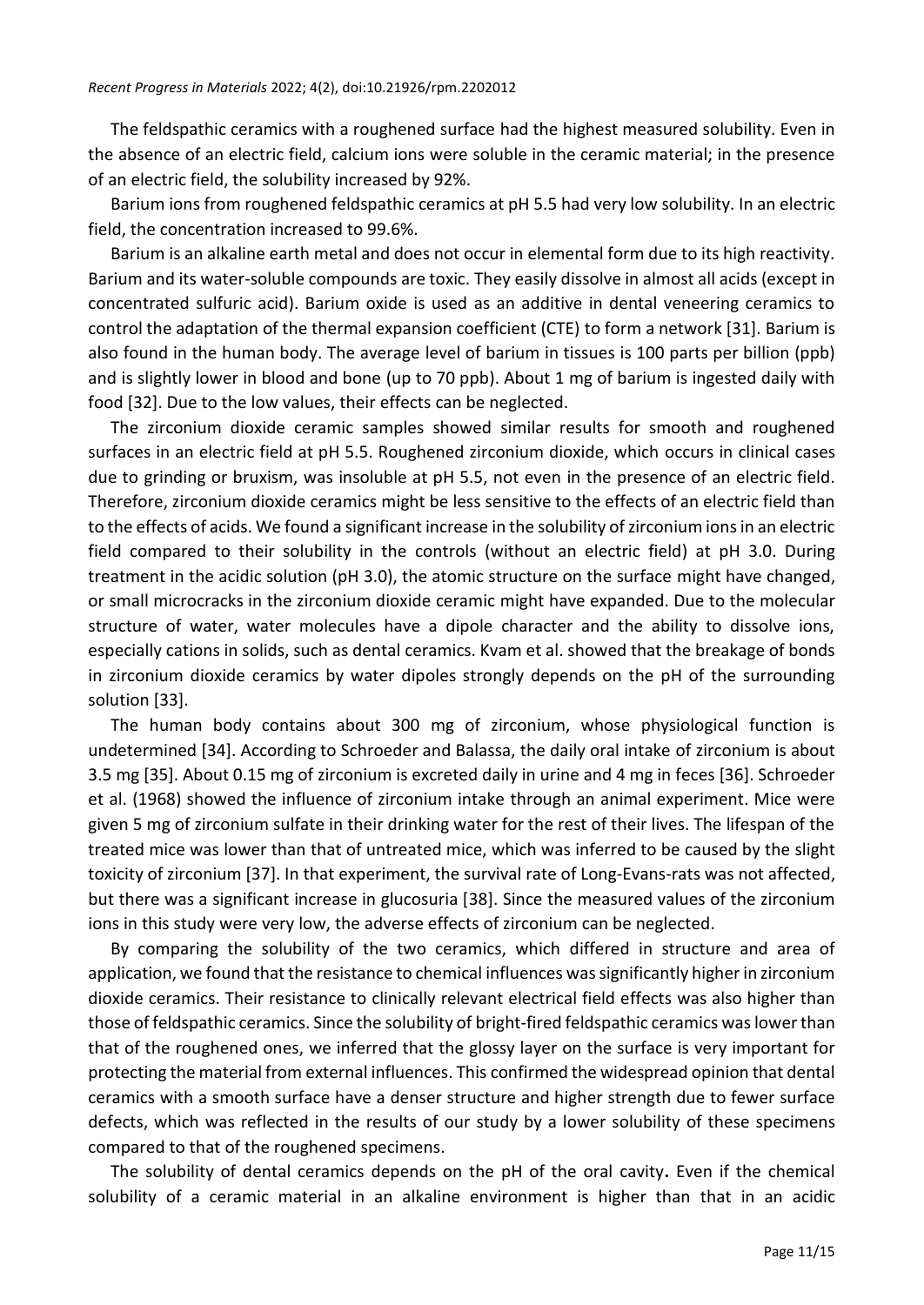The feldspathic ceramics with a roughened surface had the highest measured solubility. Even in the absence of an electric field, calcium ions were soluble in the ceramic material; in the presence of an electric field, the solubility increased by 92%.

Barium ions from roughened feldspathic ceramics at pH 5.5 had very low solubility. In an electric field, the concentration increased to 99.6%.

Barium is an alkaline earth metal and does not occur in elemental form due to its high reactivity. Barium and its water-soluble compounds are toxic. They easily dissolve in almost all acids (except in concentrated sulfuric acid). Barium oxide is used as an additive in dental veneering ceramics to control the adaptation of the thermal expansion coefficient (CTE) to form a network [31]. Barium is also found in the human body. The average level of barium in tissues is 100 parts per billion (ppb) and is slightly lower in blood and bone (up to 70 ppb). About 1 mg of barium is ingested daily with food [32]. Due to the low values, their effects can be neglected.

The zirconium dioxide ceramic samples showed similar results for smooth and roughened surfaces in an electric field at pH 5.5. Roughened zirconium dioxide, which occurs in clinical cases due to grinding or bruxism, was insoluble at pH 5.5, not even in the presence of an electric field. Therefore, zirconium dioxide ceramics might be less sensitive to the effects of an electric field than to the effects of acids. We found a significant increase in the solubility of zirconium ions in an electric field compared to their solubility in the controls (without an electric field) at pH 3.0. During treatment in the acidic solution (pH 3.0), the atomic structure on the surface might have changed, or small microcracks in the zirconium dioxide ceramic might have expanded. Due to the molecular structure of water, water molecules have a dipole character and the ability to dissolve ions, especially cations in solids, such as dental ceramics. Kvam et al. showed that the breakage of bonds in zirconium dioxide ceramics by water dipoles strongly depends on the pH of the surrounding solution [33].

The human body contains about 300 mg of zirconium, whose physiological function is undetermined [34]. According to Schroeder and Balassa, the daily oral intake of zirconium is about 3.5 mg [35]. About 0.15 mg of zirconium is excreted daily in urine and 4 mg in feces [36]. Schroeder et al. (1968) showed the influence of zirconium intake through an animal experiment. Mice were given 5 mg of zirconium sulfate in their drinking water for the rest of their lives. The lifespan of the treated mice was lower than that of untreated mice, which was inferred to be caused by the slight toxicity of zirconium [37]. In that experiment, the survival rate of Long-Evans-rats was not affected, but there was a significant increase in glucosuria [38]. Since the measured values of the zirconium ions in this study were very low, the adverse effects of zirconium can be neglected.

By comparing the solubility of the two ceramics, which differed in structure and area of application, we found that the resistance to chemical influences was significantly higher in zirconium dioxide ceramics. Their resistance to clinically relevant electrical field effects was also higher than those of feldspathic ceramics. Since the solubility of bright-fired feldspathic ceramics was lower than that of the roughened ones, we inferred that the glossy layer on the surface is very important for protecting the material from external influences. This confirmed the widespread opinion that dental ceramics with a smooth surface have a denser structure and higher strength due to fewer surface defects, which was reflected in the results of our study by a lower solubility of these specimens compared to that of the roughened specimens.

The solubility of dental ceramics depends on the pH of the oral cavity**.** Even if the chemical solubility of a ceramic material in an alkaline environment is higher than that in an acidic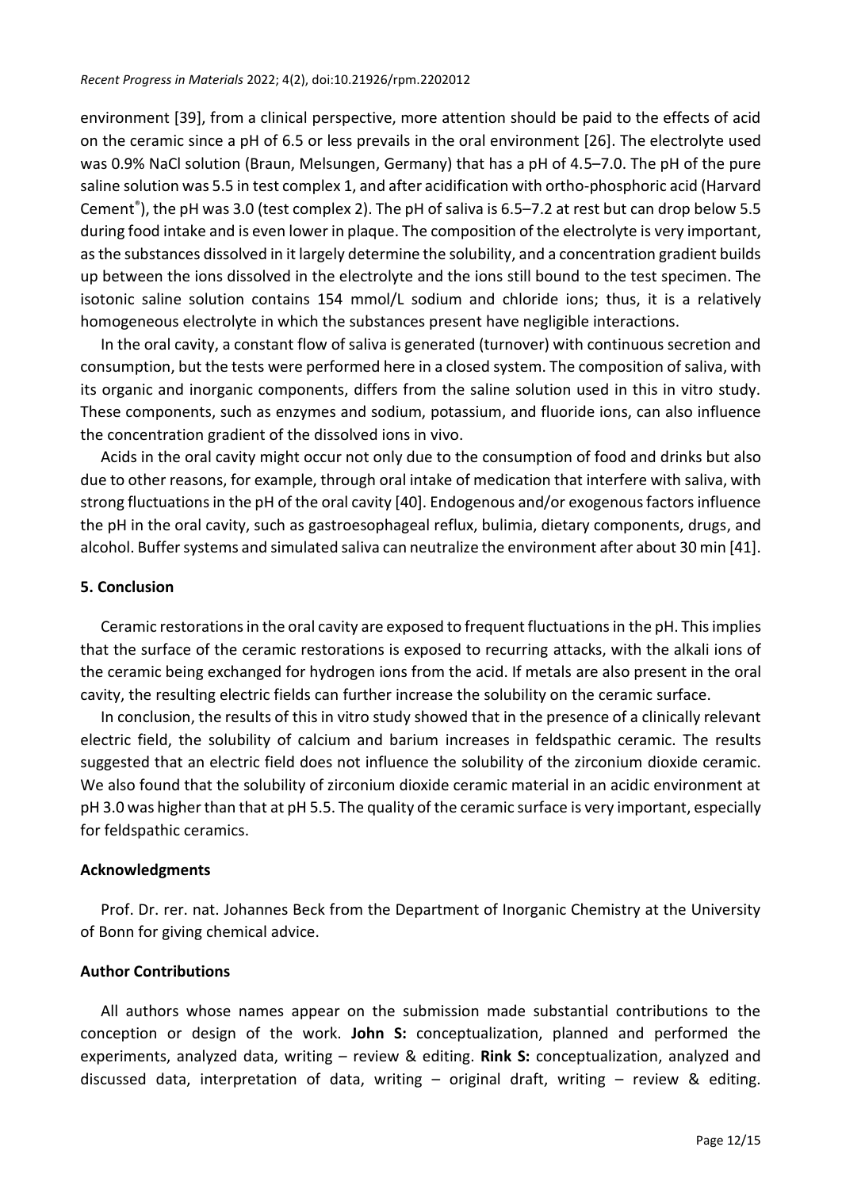environment [39], from a clinical perspective, more attention should be paid to the effects of acid on the ceramic since a pH of 6.5 or less prevails in the oral environment [26]. The electrolyte used was 0.9% NaCl solution (Braun, Melsungen, Germany) that has a pH of 4.5–7.0. The pH of the pure saline solution was 5.5 in test complex 1, and after acidification with ortho-phosphoric acid (Harvard Cement®), the pH was 3.0 (test complex 2). The pH of saliva is 6.5–7.2 at rest but can drop below 5.5 during food intake and is even lower in plaque. The composition of the electrolyte is very important, as the substances dissolved in it largely determine the solubility, and a concentration gradient builds up between the ions dissolved in the electrolyte and the ions still bound to the test specimen. The isotonic saline solution contains 154 mmol/L sodium and chloride ions; thus, it is a relatively homogeneous electrolyte in which the substances present have negligible interactions.

In the oral cavity, a constant flow of saliva is generated (turnover) with continuous secretion and consumption, but the tests were performed here in a closed system. The composition of saliva, with its organic and inorganic components, differs from the saline solution used in this in vitro study. These components, such as enzymes and sodium, potassium, and fluoride ions, can also influence the concentration gradient of the dissolved ions in vivo.

Acids in the oral cavity might occur not only due to the consumption of food and drinks but also due to other reasons, for example, through oral intake of medication that interfere with saliva, with strong fluctuations in the pH of the oral cavity [40]. Endogenous and/or exogenous factors influence the pH in the oral cavity, such as gastroesophageal reflux, bulimia, dietary components, drugs, and alcohol. Buffer systems and simulated saliva can neutralize the environment after about 30 min [41].

## 5. Conclusion

Ceramic restorations in the oral cavity are exposed to frequent fluctuations in the pH. This implies that the surface of the ceramic restorations is exposed to recurring attacks, with the alkali ions of the ceramic being exchanged for hydrogen ions from the acid. If metals are also present in the oral cavity, the resulting electric fields can further increase the solubility on the ceramic surface.

In conclusion, the results of this in vitro study showed that in the presence of a clinically relevant electric field, the solubility of calcium and barium increases in feldspathic ceramic. The results suggested that an electric field does not influence the solubility of the zirconium dioxide ceramic. We also found that the solubility of zirconium dioxide ceramic material in an acidic environment at pH 3.0 was higher than that at pH 5.5. The quality of the ceramic surface is very important, especially for feldspathic ceramics.

## Acknowledgments

Prof. Dr. rer. nat. Johannes Beck from the Department of Inorganic Chemistry at the University of Bonn for giving chemical advice.

## Author Contributions

All authors whose names appear on the submission made substantial contributions to the conception or design of the work. **John S:** conceptualization, planned and performed the experiments, analyzed data, writing – review & editing. **Rink S:** conceptualization, analyzed and discussed data, interpretation of data, writing – original draft, writing – review & editing.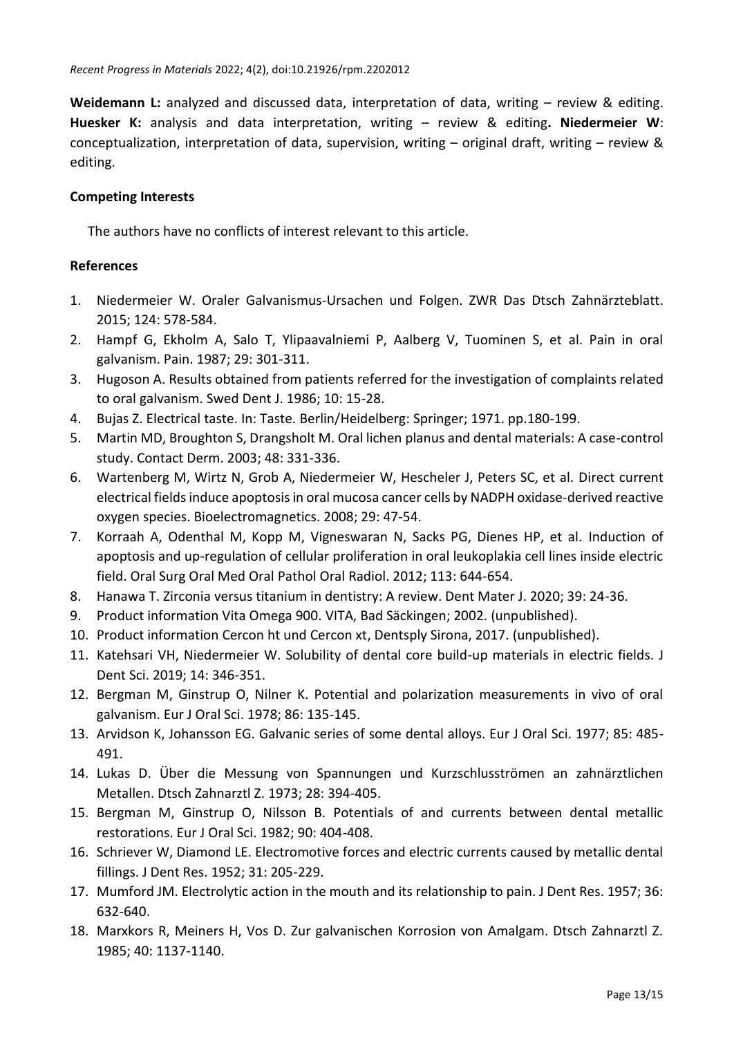**Weidemann L:** analyzed and discussed data, interpretation of data, writing – review & editing. **Huesker K:** analysis and data interpretation, writing – review & editing**. Niedermeier W**: conceptualization, interpretation of data, supervision, writing – original draft, writing – review & editing.

### Competing Interests

The authors have no conflicts of interest relevant to this article.

### References

1. Niedermeier W. Oraler Galvanismus-Ursachen und Folgen. ZWR Das Dtsch Zahnärzteblatt. 2015; 124: 578-584.
2. Hampf G, Ekholm A, Salo T, Ylipaavalniemi P, Aalberg V, Tuominen S, et al. Pain in oral galvanism. Pain. 1987; 29: 301-311.
3. Hugoson A. Results obtained from patients referred for the investigation of complaints related to oral galvanism. Swed Dent J. 1986; 10: 15-28.
4. Bujas Z. Electrical taste. In: Taste. Berlin/Heidelberg: Springer; 1971. pp.180-199.
5. Martin MD, Broughton S, Drangsholt M. Oral lichen planus and dental materials: A case-control study. Contact Derm. 2003; 48: 331-336.
6. Wartenberg M, Wirtz N, Grob A, Niedermeier W, Hescheler J, Peters SC, et al. Direct current electrical fields induce apoptosis in oral mucosa cancer cells by NADPH oxidase-derived reactive oxygen species. Bioelectromagnetics. 2008; 29: 47-54.
7. Korraah A, Odenthal M, Kopp M, Vigneswaran N, Sacks PG, Dienes HP, et al. Induction of apoptosis and up-regulation of cellular proliferation in oral leukoplakia cell lines inside electric field. Oral Surg Oral Med Oral Pathol Oral Radiol. 2012; 113: 644-654.
8. Hanawa T. Zirconia versus titanium in dentistry: A review. Dent Mater J. 2020; 39: 24-36.
9. Product information Vita Omega 900. VITA, Bad Säckingen; 2002. (unpublished).
10. Product information Cercon ht und Cercon xt, Dentsply Sirona, 2017. (unpublished).
11. Katehsari VH, Niedermeier W. Solubility of dental core build-up materials in electric fields. J Dent Sci. 2019; 14: 346-351.
12. Bergman M, Ginstrup O, Nilner K. Potential and polarization measurements in vivo of oral galvanism. Eur J Oral Sci. 1978; 86: 135-145.
13. Arvidson K, Johansson EG. Galvanic series of some dental alloys. Eur J Oral Sci. 1977; 85: 485-491.
14. Lukas D. Über die Messung von Spannungen und Kurzschlusströmen an zahnärztlichen Metallen. Dtsch Zahnarztl Z. 1973; 28: 394-405.
15. Bergman M, Ginstrup O, Nilsson B. Potentials of and currents between dental metallic restorations. Eur J Oral Sci. 1982; 90: 404-408.
16. Schriever W, Diamond LE. Electromotive forces and electric currents caused by metallic dental fillings. J Dent Res. 1952; 31: 205-229.
17. Mumford JM. Electrolytic action in the mouth and its relationship to pain. J Dent Res. 1957; 36: 632-640.
18. Marxkors R, Meiners H, Vos D. Zur galvanischen Korrosion von Amalgam. Dtsch Zahnarztl Z. 1985; 40: 1137-1140.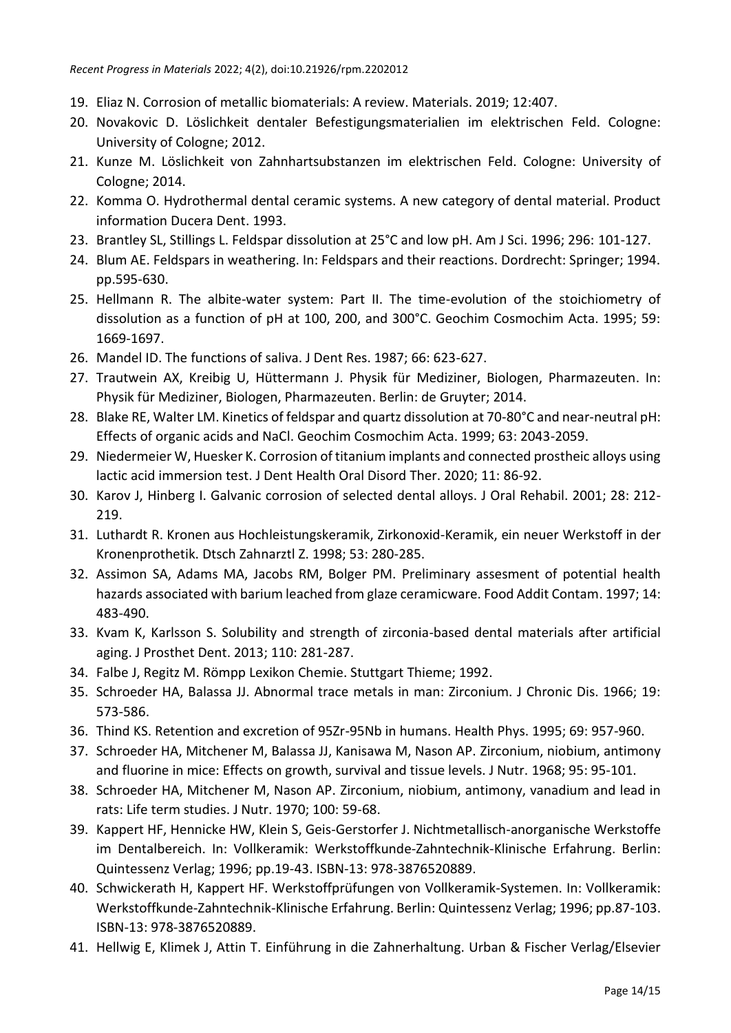19. Eliaz N. Corrosion of metallic biomaterials: A review. Materials. 2019; 12:407.
20. Novakovic D. Löslichkeit dentaler Befestigungsmaterialien im elektrischen Feld. Cologne: University of Cologne; 2012.
21. Kunze M. Löslichkeit von Zahnhartsubstanzen im elektrischen Feld. Cologne: University of Cologne; 2014.
22. Komma O. Hydrothermal dental ceramic systems. A new category of dental material. Product information Ducera Dent. 1993.
23. Brantley SL, Stillings L. Feldspar dissolution at 25°C and low pH. Am J Sci. 1996; 296: 101-127.
24. Blum AE. Feldspars in weathering. In: Feldspars and their reactions. Dordrecht: Springer; 1994. pp.595-630.
25. Hellmann R. The albite-water system: Part II. The time-evolution of the stoichiometry of dissolution as a function of pH at 100, 200, and 300°C. Geochim Cosmochim Acta. 1995; 59: 1669-1697.
26. Mandel ID. The functions of saliva. J Dent Res. 1987; 66: 623-627.
27. Trautwein AX, Kreibig U, Hüttermann J. Physik für Mediziner, Biologen, Pharmazeuten. In: Physik für Mediziner, Biologen, Pharmazeuten. Berlin: de Gruyter; 2014.
28. Blake RE, Walter LM. Kinetics of feldspar and quartz dissolution at 70-80°C and near-neutral pH: Effects of organic acids and NaCl. Geochim Cosmochim Acta. 1999; 63: 2043-2059.
29. Niedermeier W, Huesker K. Corrosion of titanium implants and connected prostheic alloys using lactic acid immersion test. J Dent Health Oral Disord Ther. 2020; 11: 86-92.
30. Karov J, Hinberg I. Galvanic corrosion of selected dental alloys. J Oral Rehabil. 2001; 28: 212-219.
31. Luthardt R. Kronen aus Hochleistungskeramik, Zirkonoxid-Keramik, ein neuer Werkstoff in der Kronenprothetik. Dtsch Zahnarztl Z. 1998; 53: 280-285.
32. Assimon SA, Adams MA, Jacobs RM, Bolger PM. Preliminary assesment of potential health hazards associated with barium leached from glaze ceramicware. Food Addit Contam. 1997; 14: 483-490.
33. Kvam K, Karlsson S. Solubility and strength of zirconia-based dental materials after artificial aging. J Prosthet Dent. 2013; 110: 281-287.
34. Falbe J, Regitz M. Römpp Lexikon Chemie. Stuttgart Thieme; 1992.
35. Schroeder HA, Balassa JJ. Abnormal trace metals in man: Zirconium. J Chronic Dis. 1966; 19: 573-586.
36. Thind KS. Retention and excretion of 95Zr-95Nb in humans. Health Phys. 1995; 69: 957-960.
37. Schroeder HA, Mitchener M, Balassa JJ, Kanisawa M, Nason AP. Zirconium, niobium, antimony and fluorine in mice: Effects on growth, survival and tissue levels. J Nutr. 1968; 95: 95-101.
38. Schroeder HA, Mitchener M, Nason AP. Zirconium, niobium, antimony, vanadium and lead in rats: Life term studies. J Nutr. 1970; 100: 59-68.
39. Kappert HF, Hennicke HW, Klein S, Geis-Gerstorfer J. Nichtmetallisch-anorganische Werkstoffe im Dentalbereich. In: Vollkeramik: Werkstoffkunde-Zahntechnik-Klinische Erfahrung. Berlin: Quintessenz Verlag; 1996; pp.19-43. ISBN-13: 978-3876520889.
40. Schwickerath H, Kappert HF. Werkstoffprüfungen von Vollkeramik-Systemen. In: Vollkeramik: Werkstoffkunde-Zahntechnik-Klinische Erfahrung. Berlin: Quintessenz Verlag; 1996; pp.87-103. ISBN-13: 978-3876520889.
41. Hellwig E, Klimek J, Attin T. Einführung in die Zahnerhaltung. Urban & Fischer Verlag/Elsevier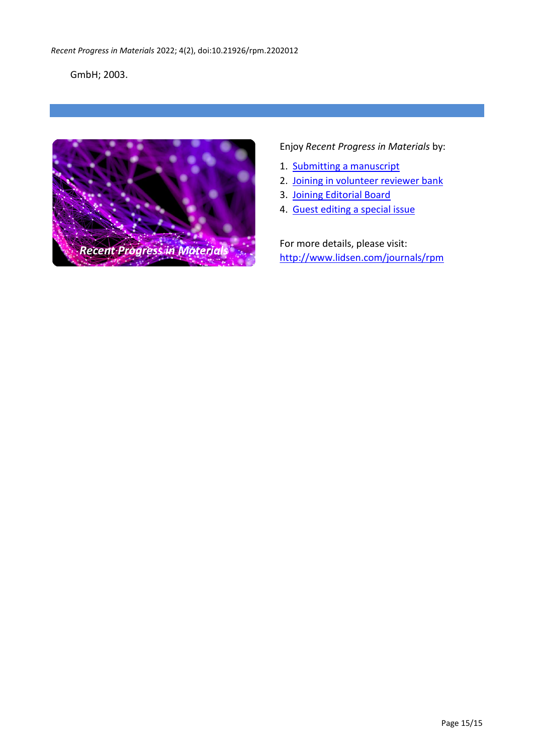GmbH; 2003.

Enjoy *Recent Progress in Materials* by:

1. Submitting a manuscript
2. Joining in volunteer reviewer bank
3. Joining Editorial Board
4. Guest editing a special issue

For more details, please visit:
http://www.lidsen.com/journals/rpm